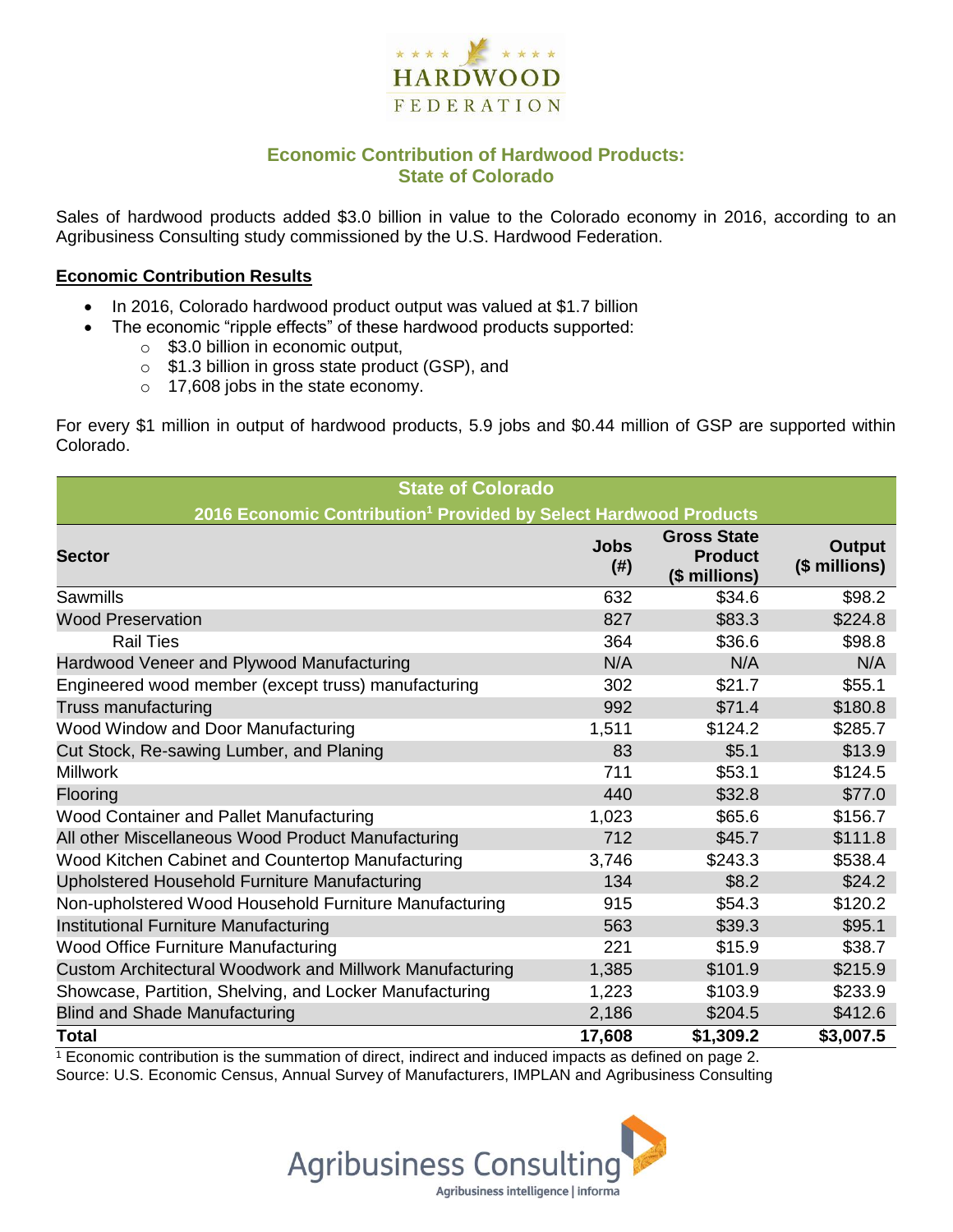# Economic Contribution of Hardwood Products: State of Colorado

Sales of hardwood products added $3.0 billion in value to the Colorado economy in 2016, according to an Agribusiness Consulting study commissioned by the U.S. Hardwood Federation.

## Economic Contribution Results

- In 2016, Colorado hardwood product output was valued at $1.7 billion
- The economic "ripple effects" of these hardwood products supported:
  - $3.0 billion in economic output,
  - $1.3 billion in gross state product (GSP), and
  - 17,608 jobs in the state economy.

For every $1 million in output of hardwood products, 5.9 jobs and $0.44 million of GSP are supported within Colorado.

**State of Colorado**
**2016 Economic Contribution[1] Provided by Select Hardwood Products**

| Sector | Jobs (#) | Gross State Product ($ millions) | Output ($ millions) |
|---|---|---|---|
| Sawmills | 632 | $34.6 | $98.2 |
| Wood Preservation | 827 | $83.3 | $224.8 |
| Rail Ties | 364 | $36.6 | $98.8 |
| Hardwood Veneer and Plywood Manufacturing | N/A | N/A | N/A |
| Engineered wood member (except truss) manufacturing | 302 | $21.7 | $55.1 |
| Truss manufacturing | 992 | $71.4 | $180.8 |
| Wood Window and Door Manufacturing | 1,511 | $124.2 | $285.7 |
| Cut Stock, Re-sawing Lumber, and Planing | 83 | $5.1 | $13.9 |
| Millwork | 711 | $53.1 | $124.5 |
| Flooring | 440 | $32.8 | $77.0 |
| Wood Container and Pallet Manufacturing | 1,023 | $65.6 | $156.7 |
| All other Miscellaneous Wood Product Manufacturing | 712 | $45.7 | $111.8 |
| Wood Kitchen Cabinet and Countertop Manufacturing | 3,746 | $243.3 | $538.4 |
| Upholstered Household Furniture Manufacturing | 134 | $8.2 | $24.2 |
| Non-upholstered Wood Household Furniture Manufacturing | 915 | $54.3 | $120.2 |
| Institutional Furniture Manufacturing | 563 | $39.3 | $95.1 |
| Wood Office Furniture Manufacturing | 221 | $15.9 | $38.7 |
| Custom Architectural Woodwork and Millwork Manufacturing | 1,385 | $101.9 | $215.9 |
| Showcase, Partition, Shelving, and Locker Manufacturing | 1,223 | $103.9 | $233.9 |
| Blind and Shade Manufacturing | 2,186 | $204.5 | $412.6 |
| **Total** | **17,608** | **$1,309.2** | **$3,007.5** |

[1] Economic contribution is the summation of direct, indirect and induced impacts as defined on page 2.
Source: U.S. Economic Census, Annual Survey of Manufacturers, IMPLAN and Agribusiness Consulting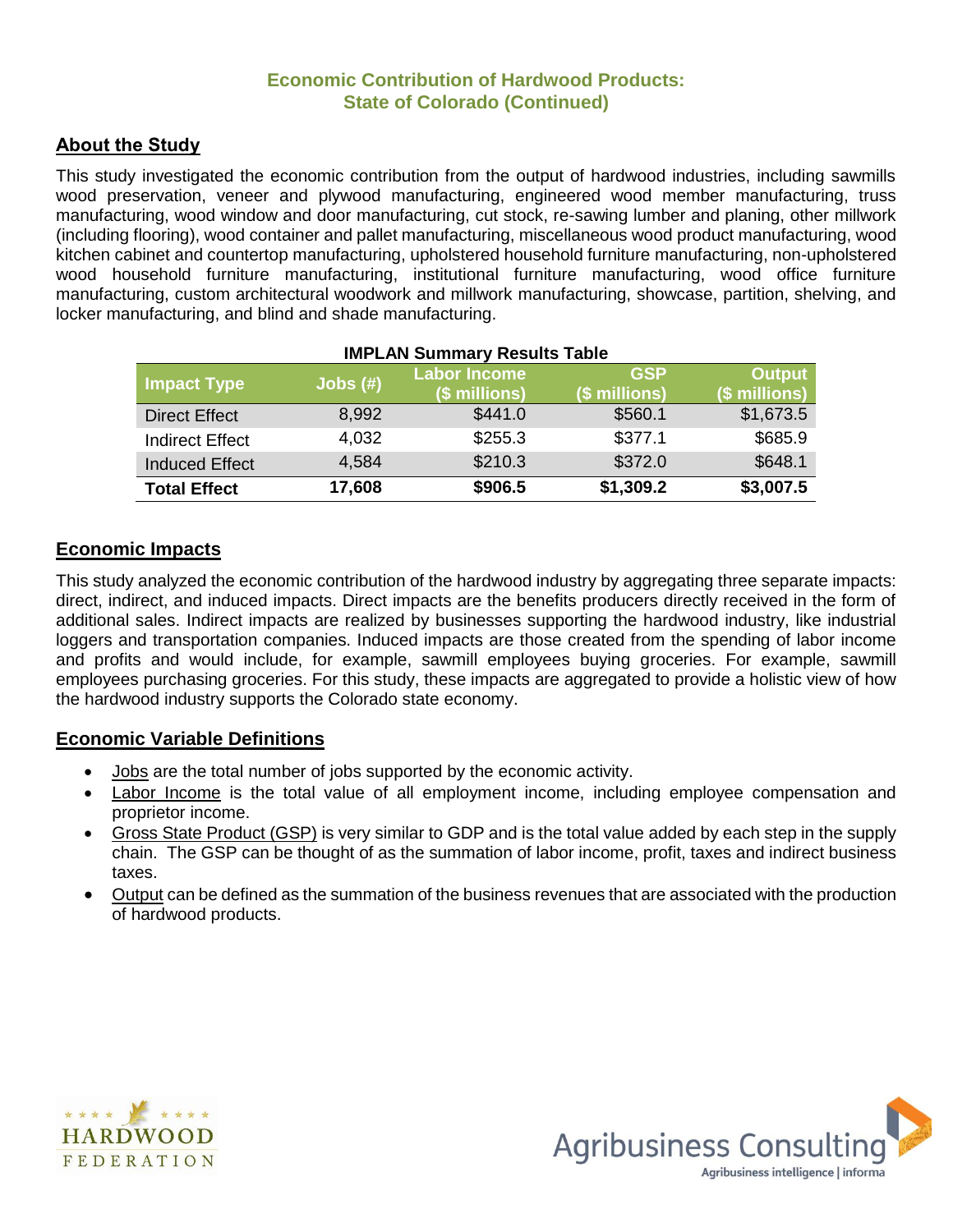## Economic Contribution of Hardwood Products: State of Colorado (Continued)

## About the Study

This study investigated the economic contribution from the output of hardwood industries, including sawmills wood preservation, veneer and plywood manufacturing, engineered wood member manufacturing, truss manufacturing, wood window and door manufacturing, cut stock, re-sawing lumber and planing, other millwork (including flooring), wood container and pallet manufacturing, miscellaneous wood product manufacturing, wood kitchen cabinet and countertop manufacturing, upholstered household furniture manufacturing, non-upholstered wood household furniture manufacturing, institutional furniture manufacturing, wood office furniture manufacturing, custom architectural woodwork and millwork manufacturing, showcase, partition, shelving, and locker manufacturing, and blind and shade manufacturing.

**IMPLAN Summary Results Table**

| Impact Type | Jobs (#) | Labor Income ($ millions) | GSP ($ millions) | Output ($ millions) |
|---|---|---|---|---|
| Direct Effect | 8,992 | $441.0 | $560.1 | $1,673.5 |
| Indirect Effect | 4,032 | $255.3 | $377.1 | $685.9 |
| Induced Effect | 4,584 | $210.3 | $372.0 | $648.1 |
| **Total Effect** | **17,608** | **$906.5** | **$1,309.2** | **$3,007.5** |

## Economic Impacts

This study analyzed the economic contribution of the hardwood industry by aggregating three separate impacts: direct, indirect, and induced impacts. Direct impacts are the benefits producers directly received in the form of additional sales. Indirect impacts are realized by businesses supporting the hardwood industry, like industrial loggers and transportation companies. Induced impacts are those created from the spending of labor income and profits and would include, for example, sawmill employees buying groceries. For example, sawmill employees purchasing groceries. For this study, these impacts are aggregated to provide a holistic view of how the hardwood industry supports the Colorado state economy.

## Economic Variable Definitions

- Jobs are the total number of jobs supported by the economic activity.
- Labor Income is the total value of all employment income, including employee compensation and proprietor income.
- Gross State Product (GSP) is very similar to GDP and is the total value added by each step in the supply chain. The GSP can be thought of as the summation of labor income, profit, taxes and indirect business taxes.
- Output can be defined as the summation of the business revenues that are associated with the production of hardwood products.

HARDWOOD FEDERATION

Agribusiness Consulting
Agribusiness intelligence | informa